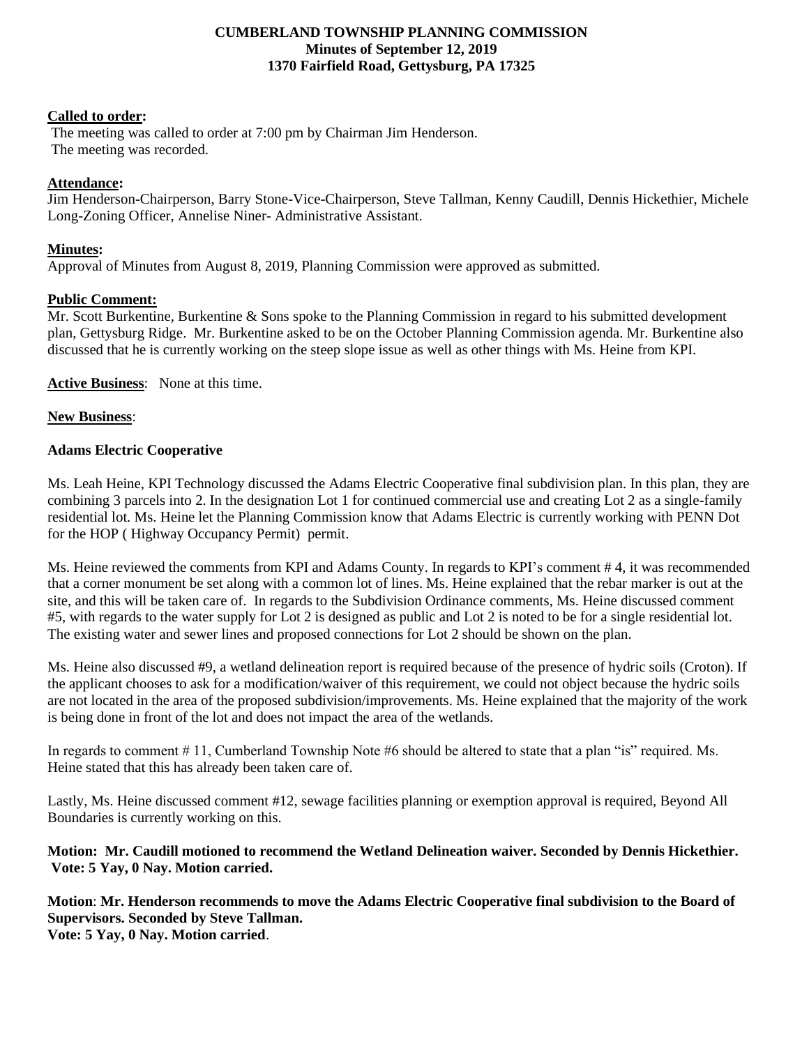# CUMBERLAND TOWNSHIP PLANNING COMMISSION
## Minutes of September 12, 2019
## 1370 Fairfield Road, Gettysburg, PA 17325

**Called to order:**

The meeting was called to order at 7:00 pm by Chairman Jim Henderson.
The meeting was recorded.

**Attendance:**

Jim Henderson-Chairperson, Barry Stone-Vice-Chairperson, Steve Tallman, Kenny Caudill, Dennis Hickethier, Michele Long-Zoning Officer, Annelise Niner- Administrative Assistant.

**Minutes:**

Approval of Minutes from August 8, 2019, Planning Commission were approved as submitted.

**Public Comment:**

Mr. Scott Burkentine, Burkentine & Sons spoke to the Planning Commission in regard to his submitted development plan, Gettysburg Ridge. Mr. Burkentine asked to be on the October Planning Commission agenda. Mr. Burkentine also discussed that he is currently working on the steep slope issue as well as other things with Ms. Heine from KPI.

**Active Business**: None at this time.

**New Business**:

**Adams Electric Cooperative**

Ms. Leah Heine, KPI Technology discussed the Adams Electric Cooperative final subdivision plan. In this plan, they are combining 3 parcels into 2. In the designation Lot 1 for continued commercial use and creating Lot 2 as a single-family residential lot. Ms. Heine let the Planning Commission know that Adams Electric is currently working with PENN Dot for the HOP ( Highway Occupancy Permit) permit.

Ms. Heine reviewed the comments from KPI and Adams County. In regards to KPI's comment # 4, it was recommended that a corner monument be set along with a common lot of lines. Ms. Heine explained that the rebar marker is out at the site, and this will be taken care of. In regards to the Subdivision Ordinance comments, Ms. Heine discussed comment #5, with regards to the water supply for Lot 2 is designed as public and Lot 2 is noted to be for a single residential lot. The existing water and sewer lines and proposed connections for Lot 2 should be shown on the plan.

Ms. Heine also discussed #9, a wetland delineation report is required because of the presence of hydric soils (Croton). If the applicant chooses to ask for a modification/waiver of this requirement, we could not object because the hydric soils are not located in the area of the proposed subdivision/improvements. Ms. Heine explained that the majority of the work is being done in front of the lot and does not impact the area of the wetlands.

In regards to comment # 11, Cumberland Township Note #6 should be altered to state that a plan "is" required. Ms. Heine stated that this has already been taken care of.

Lastly, Ms. Heine discussed comment #12, sewage facilities planning or exemption approval is required, Beyond All Boundaries is currently working on this.

**Motion: Mr. Caudill motioned to recommend the Wetland Delineation waiver. Seconded by Dennis Hickethier. Vote: 5 Yay, 0 Nay. Motion carried.**

**Motion**: **Mr. Henderson recommends to move the Adams Electric Cooperative final subdivision to the Board of Supervisors. Seconded by Steve Tallman.**
**Vote: 5 Yay, 0 Nay. Motion carried**.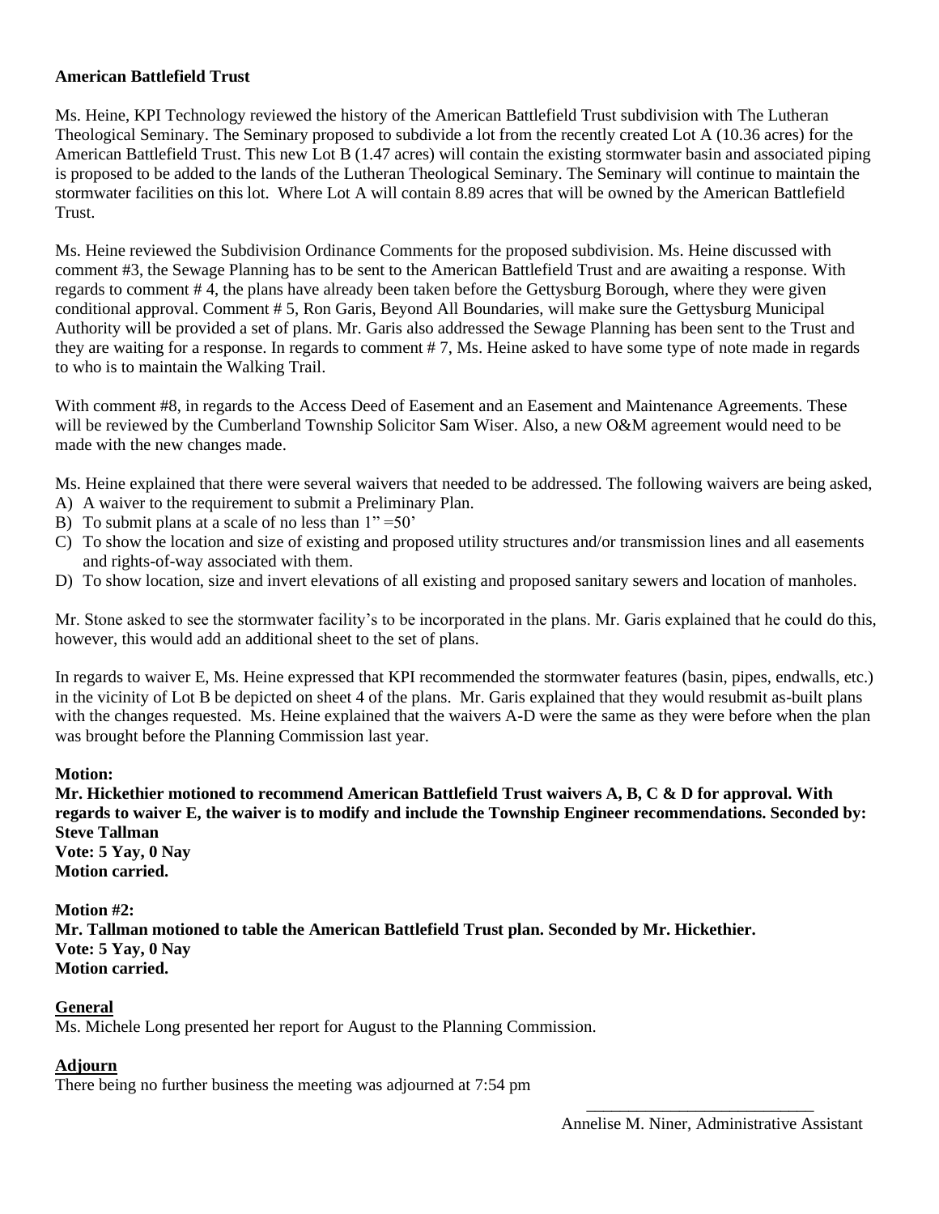**American Battlefield Trust**

Ms. Heine, KPI Technology reviewed the history of the American Battlefield Trust subdivision with The Lutheran Theological Seminary. The Seminary proposed to subdivide a lot from the recently created Lot A (10.36 acres) for the American Battlefield Trust. This new Lot B (1.47 acres) will contain the existing stormwater basin and associated piping is proposed to be added to the lands of the Lutheran Theological Seminary. The Seminary will continue to maintain the stormwater facilities on this lot. Where Lot A will contain 8.89 acres that will be owned by the American Battlefield Trust.

Ms. Heine reviewed the Subdivision Ordinance Comments for the proposed subdivision. Ms. Heine discussed with comment #3, the Sewage Planning has to be sent to the American Battlefield Trust and are awaiting a response. With regards to comment # 4, the plans have already been taken before the Gettysburg Borough, where they were given conditional approval. Comment # 5, Ron Garis, Beyond All Boundaries, will make sure the Gettysburg Municipal Authority will be provided a set of plans. Mr. Garis also addressed the Sewage Planning has been sent to the Trust and they are waiting for a response. In regards to comment # 7, Ms. Heine asked to have some type of note made in regards to who is to maintain the Walking Trail.

With comment #8, in regards to the Access Deed of Easement and an Easement and Maintenance Agreements. These will be reviewed by the Cumberland Township Solicitor Sam Wiser. Also, a new O&M agreement would need to be made with the new changes made.

Ms. Heine explained that there were several waivers that needed to be addressed. The following waivers are being asked,

A) A waiver to the requirement to submit a Preliminary Plan.
B) To submit plans at a scale of no less than 1" =50'
C) To show the location and size of existing and proposed utility structures and/or transmission lines and all easements and rights-of-way associated with them.
D) To show location, size and invert elevations of all existing and proposed sanitary sewers and location of manholes.

Mr. Stone asked to see the stormwater facility's to be incorporated in the plans. Mr. Garis explained that he could do this, however, this would add an additional sheet to the set of plans.

In regards to waiver E, Ms. Heine expressed that KPI recommended the stormwater features (basin, pipes, endwalls, etc.) in the vicinity of Lot B be depicted on sheet 4 of the plans. Mr. Garis explained that they would resubmit as-built plans with the changes requested. Ms. Heine explained that the waivers A-D were the same as they were before when the plan was brought before the Planning Commission last year.

**Motion:**
**Mr. Hickethier motioned to recommend American Battlefield Trust waivers A, B, C & D for approval. With regards to waiver E, the waiver is to modify and include the Township Engineer recommendations. Seconded by: Steve Tallman**
**Vote: 5 Yay, 0 Nay**
**Motion carried.**

**Motion #2:**
**Mr. Tallman motioned to table the American Battlefield Trust plan. Seconded by Mr. Hickethier.**
**Vote: 5 Yay, 0 Nay**
**Motion carried.**

## General

Ms. Michele Long presented her report for August to the Planning Commission.

## Adjourn

There being no further business the meeting was adjourned at 7:54 pm

\_\_\_\_\_\_\_\_\_\_\_\_\_\_\_\_\_\_\_\_\_\_\_\_\_\_\_\_
Annelise M. Niner, Administrative Assistant